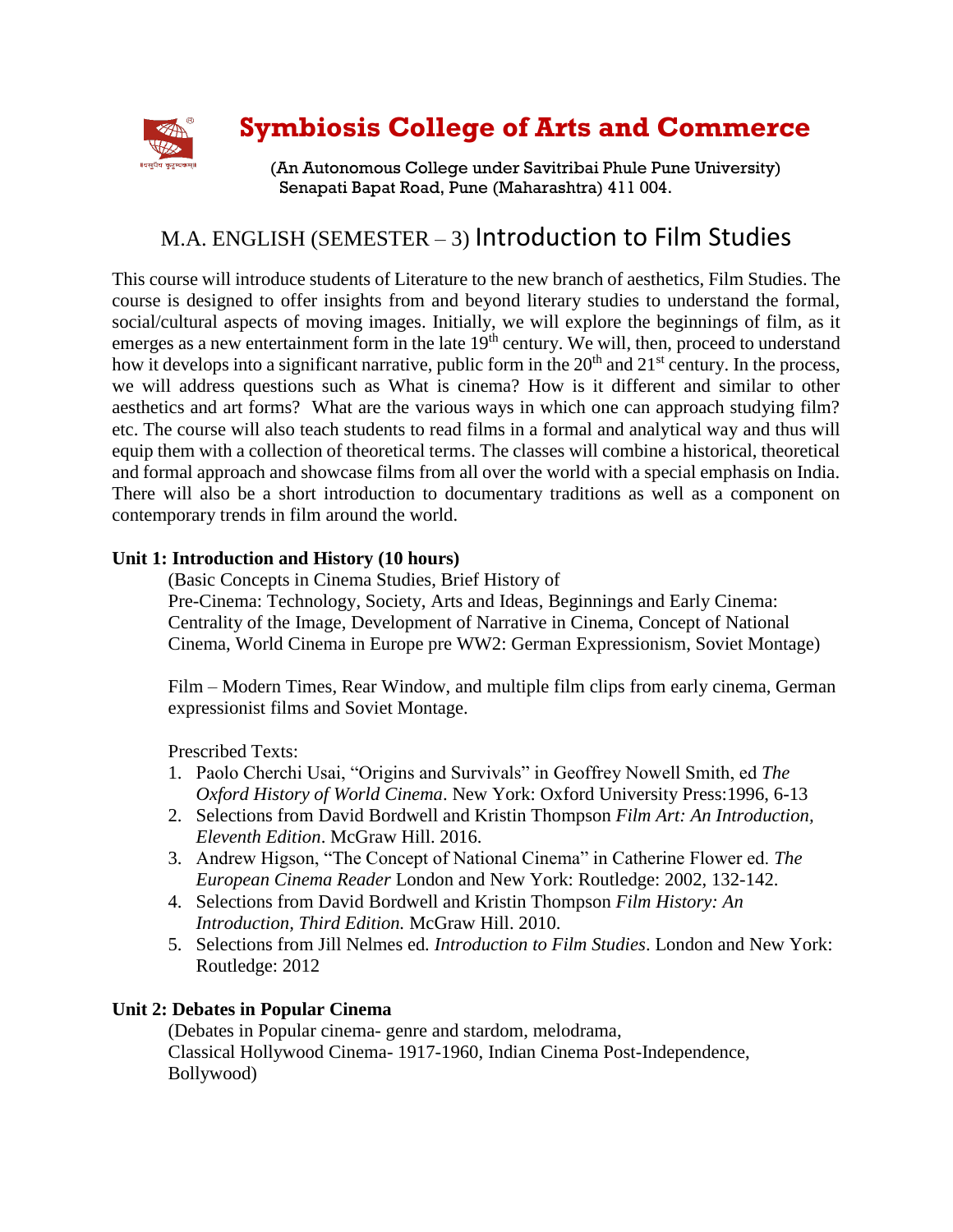# Symbiosis College of Arts and Commerce

(An Autonomous College under Savitribai Phule Pune University)
Senapati Bapat Road, Pune (Maharashtra) 411 004.

## M.A. ENGLISH (SEMESTER – 3) Introduction to Film Studies

This course will introduce students of Literature to the new branch of aesthetics, Film Studies. The course is designed to offer insights from and beyond literary studies to understand the formal, social/cultural aspects of moving images. Initially, we will explore the beginnings of film, as it emerges as a new entertainment form in the late 19th century. We will, then, proceed to understand how it develops into a significant narrative, public form in the 20th and 21st century. In the process, we will address questions such as What is cinema? How is it different and similar to other aesthetics and art forms? What are the various ways in which one can approach studying film? etc. The course will also teach students to read films in a formal and analytical way and thus will equip them with a collection of theoretical terms. The classes will combine a historical, theoretical and formal approach and showcase films from all over the world with a special emphasis on India. There will also be a short introduction to documentary traditions as well as a component on contemporary trends in film around the world.

**Unit 1: Introduction and History (10 hours)**

(Basic Concepts in Cinema Studies, Brief History of Pre-Cinema: Technology, Society, Arts and Ideas, Beginnings and Early Cinema: Centrality of the Image, Development of Narrative in Cinema, Concept of National Cinema, World Cinema in Europe pre WW2: German Expressionism, Soviet Montage)

Film – Modern Times, Rear Window, and multiple film clips from early cinema, German expressionist films and Soviet Montage.

Prescribed Texts:

1. Paolo Cherchi Usai, "Origins and Survivals" in Geoffrey Nowell Smith, ed *The Oxford History of World Cinema*. New York: Oxford University Press:1996, 6-13
2. Selections from David Bordwell and Kristin Thompson *Film Art: An Introduction, Eleventh Edition*. McGraw Hill. 2016.
3. Andrew Higson, "The Concept of National Cinema" in Catherine Flower ed. *The European Cinema Reader* London and New York: Routledge: 2002, 132-142.
4. Selections from David Bordwell and Kristin Thompson *Film History: An Introduction, Third Edition.* McGraw Hill. 2010.
5. Selections from Jill Nelmes ed*. Introduction to Film Studies*. London and New York: Routledge: 2012

**Unit 2: Debates in Popular Cinema**

(Debates in Popular cinema- genre and stardom, melodrama, Classical Hollywood Cinema- 1917-1960, Indian Cinema Post-Independence, Bollywood)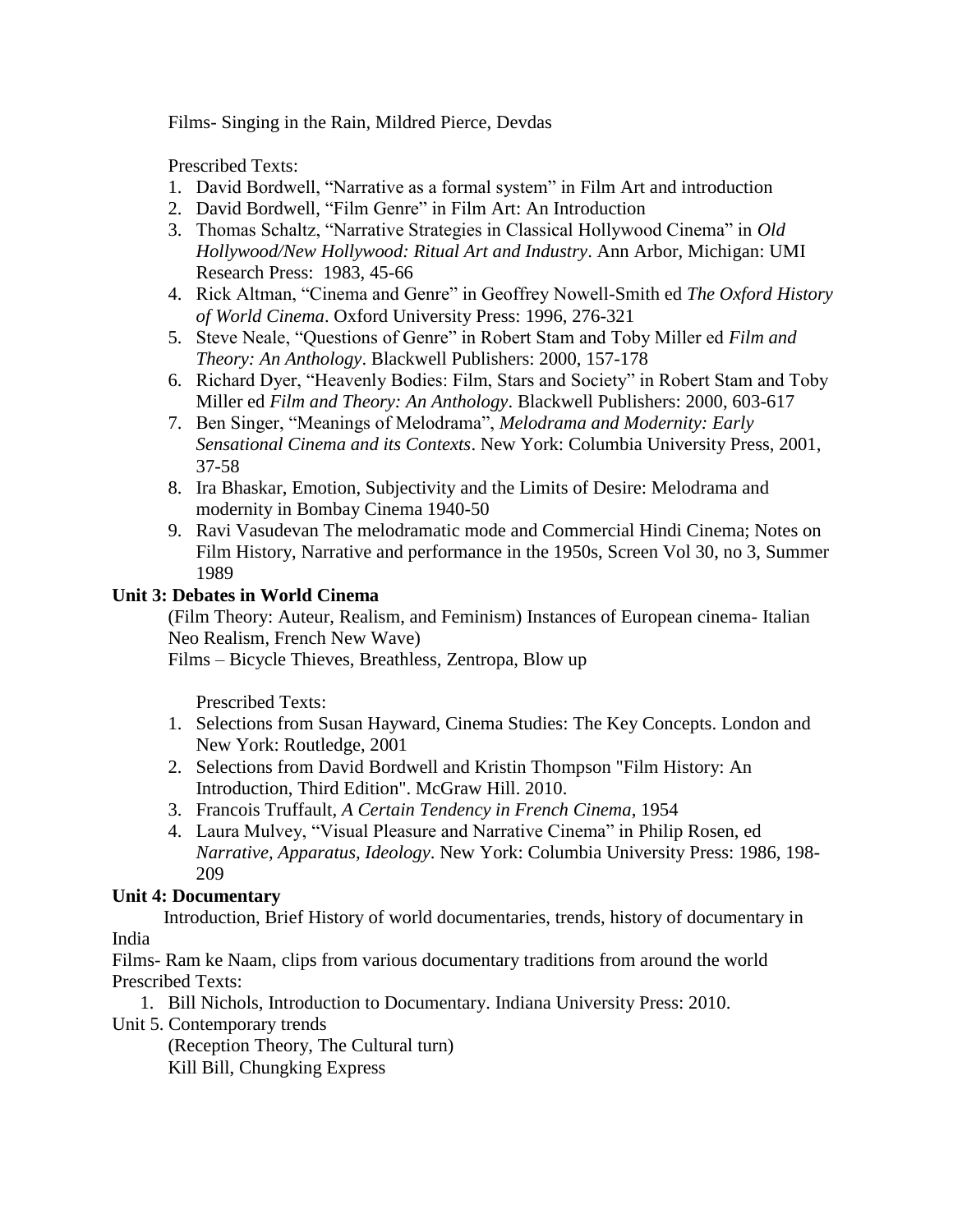Films- Singing in the Rain, Mildred Pierce, Devdas

Prescribed Texts:

1. David Bordwell, "Narrative as a formal system" in Film Art and introduction
2. David Bordwell, "Film Genre" in Film Art: An Introduction
3. Thomas Schaltz, "Narrative Strategies in Classical Hollywood Cinema" in *Old Hollywood/New Hollywood: Ritual Art and Industry*. Ann Arbor, Michigan: UMI Research Press: 1983, 45-66
4. Rick Altman, "Cinema and Genre" in Geoffrey Nowell-Smith ed *The Oxford History of World Cinema*. Oxford University Press: 1996, 276-321
5. Steve Neale, "Questions of Genre" in Robert Stam and Toby Miller ed *Film and Theory: An Anthology*. Blackwell Publishers: 2000, 157-178
6. Richard Dyer, "Heavenly Bodies: Film, Stars and Society" in Robert Stam and Toby Miller ed *Film and Theory: An Anthology*. Blackwell Publishers: 2000, 603-617
7. Ben Singer, "Meanings of Melodrama", *Melodrama and Modernity: Early Sensational Cinema and its Contexts*. New York: Columbia University Press, 2001, 37-58
8. Ira Bhaskar, Emotion, Subjectivity and the Limits of Desire: Melodrama and modernity in Bombay Cinema 1940-50
9. Ravi Vasudevan The melodramatic mode and Commercial Hindi Cinema; Notes on Film History, Narrative and performance in the 1950s, Screen Vol 30, no 3, Summer 1989

**Unit 3: Debates in World Cinema**

(Film Theory: Auteur, Realism, and Feminism) Instances of European cinema- Italian Neo Realism, French New Wave)

Films – Bicycle Thieves, Breathless, Zentropa, Blow up

Prescribed Texts:

1. Selections from Susan Hayward, Cinema Studies: The Key Concepts. London and New York: Routledge, 2001
2. Selections from David Bordwell and Kristin Thompson "Film History: An Introduction, Third Edition". McGraw Hill. 2010.
3. Francois Truffault, *A Certain Tendency in French Cinema*, 1954
4. Laura Mulvey, "Visual Pleasure and Narrative Cinema" in Philip Rosen, ed *Narrative, Apparatus, Ideology*. New York: Columbia University Press: 1986, 198-209

**Unit 4: Documentary**

Introduction, Brief History of world documentaries, trends, history of documentary in India

Films- Ram ke Naam, clips from various documentary traditions from around the world

Prescribed Texts:

1. Bill Nichols, Introduction to Documentary. Indiana University Press: 2010.

Unit 5. Contemporary trends

(Reception Theory, The Cultural turn)

Kill Bill, Chungking Express